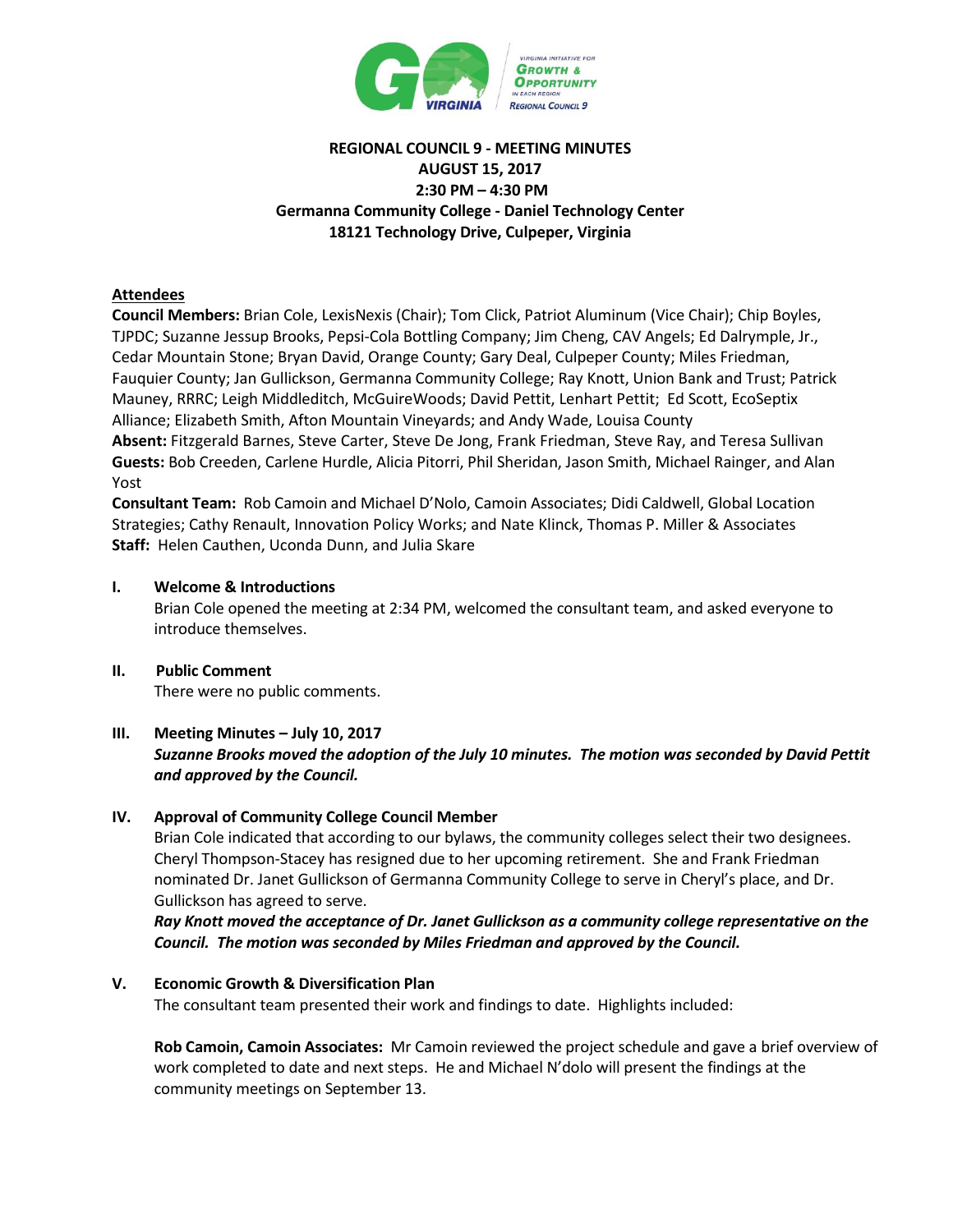**REGIONAL COUNCIL 9 - MEETING MINUTES**
**AUGUST 15, 2017**
**2:30 PM – 4:30 PM**
**Germanna Community College - Daniel Technology Center**
**18121 Technology Drive, Culpeper, Virginia**

## Attendees

**Council Members:** Brian Cole, LexisNexis (Chair); Tom Click, Patriot Aluminum (Vice Chair); Chip Boyles, TJPDC; Suzanne Jessup Brooks, Pepsi-Cola Bottling Company; Jim Cheng, CAV Angels; Ed Dalrymple, Jr., Cedar Mountain Stone; Bryan David, Orange County; Gary Deal, Culpeper County; Miles Friedman, Fauquier County; Jan Gullickson, Germanna Community College; Ray Knott, Union Bank and Trust; Patrick Mauney, RRRC; Leigh Middleditch, McGuireWoods; David Pettit, Lenhart Pettit; Ed Scott, EcoSeptix Alliance; Elizabeth Smith, Afton Mountain Vineyards; and Andy Wade, Louisa County

**Absent:** Fitzgerald Barnes, Steve Carter, Steve De Jong, Frank Friedman, Steve Ray, and Teresa Sullivan

**Guests:** Bob Creeden, Carlene Hurdle, Alicia Pitorri, Phil Sheridan, Jason Smith, Michael Rainger, and Alan Yost

**Consultant Team:** Rob Camoin and Michael D'Nolo, Camoin Associates; Didi Caldwell, Global Location Strategies; Cathy Renault, Innovation Policy Works; and Nate Klinck, Thomas P. Miller & Associates

**Staff:** Helen Cauthen, Uconda Dunn, and Julia Skare

## I. Welcome & Introductions

Brian Cole opened the meeting at 2:34 PM, welcomed the consultant team, and asked everyone to introduce themselves.

## II. Public Comment

There were no public comments.

## III. Meeting Minutes – July 10, 2017

***Suzanne Brooks moved the adoption of the July 10 minutes. The motion was seconded by David Pettit and approved by the Council.***

## IV. Approval of Community College Council Member

Brian Cole indicated that according to our bylaws, the community colleges select their two designees. Cheryl Thompson-Stacey has resigned due to her upcoming retirement. She and Frank Friedman nominated Dr. Janet Gullickson of Germanna Community College to serve in Cheryl's place, and Dr. Gullickson has agreed to serve.

***Ray Knott moved the acceptance of Dr. Janet Gullickson as a community college representative on the Council. The motion was seconded by Miles Friedman and approved by the Council.***

## V. Economic Growth & Diversification Plan

The consultant team presented their work and findings to date. Highlights included:

**Rob Camoin, Camoin Associates:** Mr Camoin reviewed the project schedule and gave a brief overview of work completed to date and next steps. He and Michael N'dolo will present the findings at the community meetings on September 13.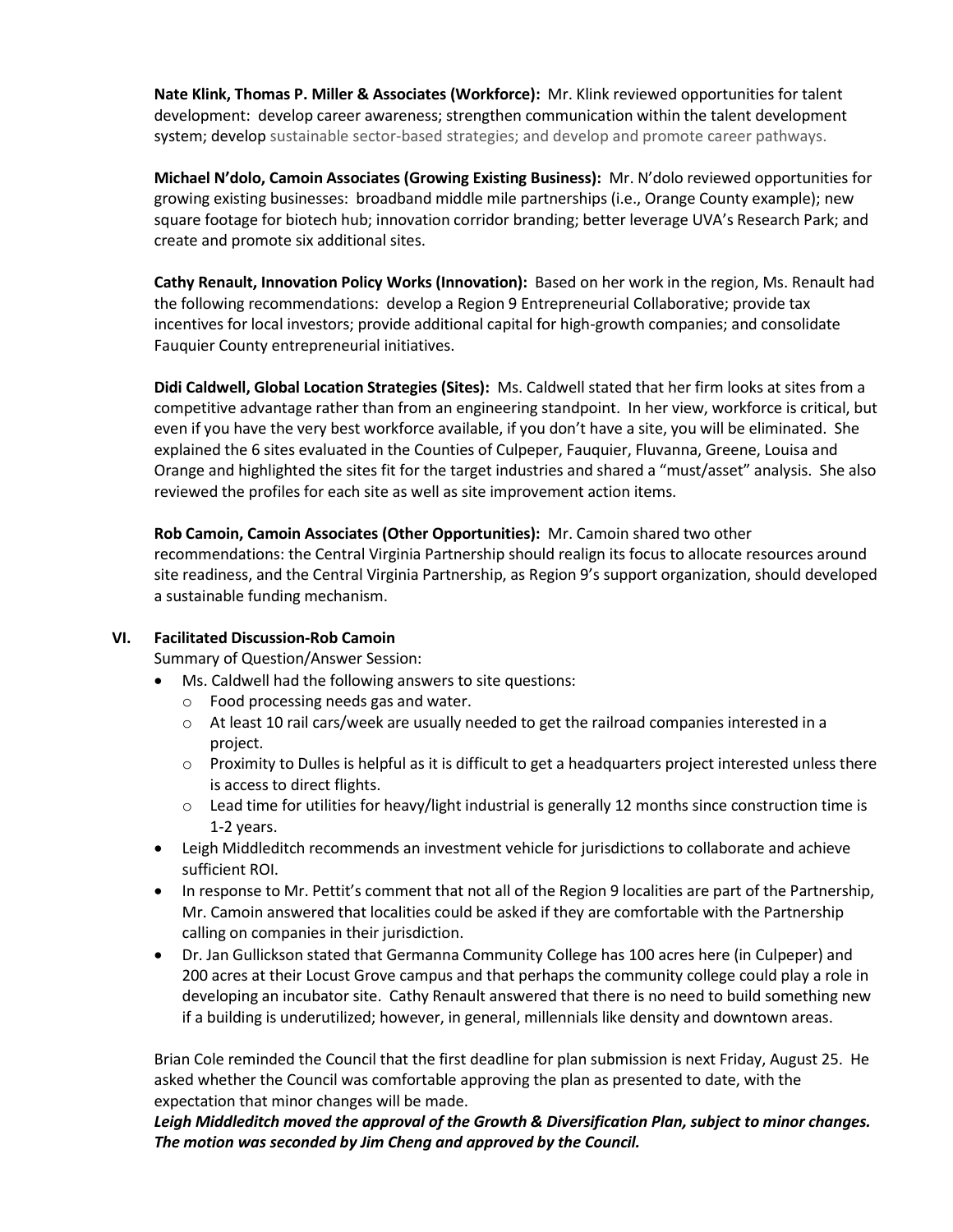**Nate Klink, Thomas P. Miller & Associates (Workforce):** Mr. Klink reviewed opportunities for talent development: develop career awareness; strengthen communication within the talent development system; develop sustainable sector-based strategies; and develop and promote career pathways.

**Michael N'dolo, Camoin Associates (Growing Existing Business):** Mr. N'dolo reviewed opportunities for growing existing businesses: broadband middle mile partnerships (i.e., Orange County example); new square footage for biotech hub; innovation corridor branding; better leverage UVA's Research Park; and create and promote six additional sites.

**Cathy Renault, Innovation Policy Works (Innovation):** Based on her work in the region, Ms. Renault had the following recommendations: develop a Region 9 Entrepreneurial Collaborative; provide tax incentives for local investors; provide additional capital for high-growth companies; and consolidate Fauquier County entrepreneurial initiatives.

**Didi Caldwell, Global Location Strategies (Sites):** Ms. Caldwell stated that her firm looks at sites from a competitive advantage rather than from an engineering standpoint. In her view, workforce is critical, but even if you have the very best workforce available, if you don't have a site, you will be eliminated. She explained the 6 sites evaluated in the Counties of Culpeper, Fauquier, Fluvanna, Greene, Louisa and Orange and highlighted the sites fit for the target industries and shared a "must/asset" analysis. She also reviewed the profiles for each site as well as site improvement action items.

**Rob Camoin, Camoin Associates (Other Opportunities):** Mr. Camoin shared two other recommendations: the Central Virginia Partnership should realign its focus to allocate resources around site readiness, and the Central Virginia Partnership, as Region 9's support organization, should developed a sustainable funding mechanism.

## VI. Facilitated Discussion-Rob Camoin

Summary of Question/Answer Session:

- Ms. Caldwell had the following answers to site questions:
  - Food processing needs gas and water.
  - At least 10 rail cars/week are usually needed to get the railroad companies interested in a project.
  - Proximity to Dulles is helpful as it is difficult to get a headquarters project interested unless there is access to direct flights.
  - Lead time for utilities for heavy/light industrial is generally 12 months since construction time is 1-2 years.
- Leigh Middleditch recommends an investment vehicle for jurisdictions to collaborate and achieve sufficient ROI.
- In response to Mr. Pettit's comment that not all of the Region 9 localities are part of the Partnership, Mr. Camoin answered that localities could be asked if they are comfortable with the Partnership calling on companies in their jurisdiction.
- Dr. Jan Gullickson stated that Germanna Community College has 100 acres here (in Culpeper) and 200 acres at their Locust Grove campus and that perhaps the community college could play a role in developing an incubator site. Cathy Renault answered that there is no need to build something new if a building is underutilized; however, in general, millennials like density and downtown areas.

Brian Cole reminded the Council that the first deadline for plan submission is next Friday, August 25. He asked whether the Council was comfortable approving the plan as presented to date, with the expectation that minor changes will be made.

***Leigh Middleditch moved the approval of the Growth & Diversification Plan, subject to minor changes. The motion was seconded by Jim Cheng and approved by the Council.***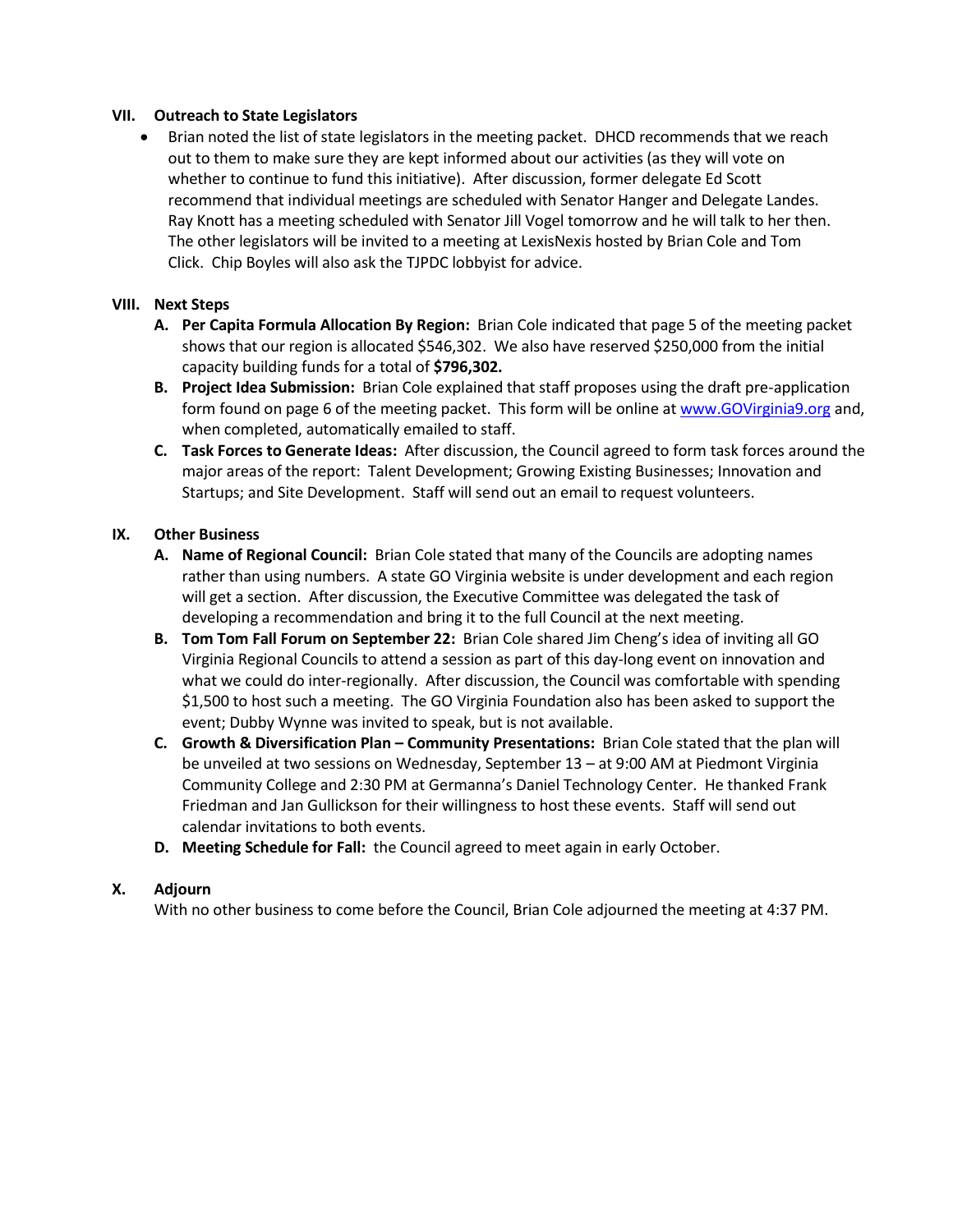## VII. Outreach to State Legislators

- Brian noted the list of state legislators in the meeting packet. DHCD recommends that we reach out to them to make sure they are kept informed about our activities (as they will vote on whether to continue to fund this initiative). After discussion, former delegate Ed Scott recommend that individual meetings are scheduled with Senator Hanger and Delegate Landes. Ray Knott has a meeting scheduled with Senator Jill Vogel tomorrow and he will talk to her then. The other legislators will be invited to a meeting at LexisNexis hosted by Brian Cole and Tom Click. Chip Boyles will also ask the TJPDC lobbyist for advice.

## VIII. Next Steps

A. **Per Capita Formula Allocation By Region:** Brian Cole indicated that page 5 of the meeting packet shows that our region is allocated $546,302. We also have reserved $250,000 from the initial capacity building funds for a total of **$796,302.**

B. **Project Idea Submission:** Brian Cole explained that staff proposes using the draft pre-application form found on page 6 of the meeting packet. This form will be online at [www.GOVirginia9.org](http://www.GOVirginia9.org) and, when completed, automatically emailed to staff.

C. **Task Forces to Generate Ideas:** After discussion, the Council agreed to form task forces around the major areas of the report: Talent Development; Growing Existing Businesses; Innovation and Startups; and Site Development. Staff will send out an email to request volunteers.

## IX. Other Business

A. **Name of Regional Council:** Brian Cole stated that many of the Councils are adopting names rather than using numbers. A state GO Virginia website is under development and each region will get a section. After discussion, the Executive Committee was delegated the task of developing a recommendation and bring it to the full Council at the next meeting.

B. **Tom Tom Fall Forum on September 22:** Brian Cole shared Jim Cheng's idea of inviting all GO Virginia Regional Councils to attend a session as part of this day-long event on innovation and what we could do inter-regionally. After discussion, the Council was comfortable with spending $1,500 to host such a meeting. The GO Virginia Foundation also has been asked to support the event; Dubby Wynne was invited to speak, but is not available.

C. **Growth & Diversification Plan – Community Presentations:** Brian Cole stated that the plan will be unveiled at two sessions on Wednesday, September 13 – at 9:00 AM at Piedmont Virginia Community College and 2:30 PM at Germanna's Daniel Technology Center. He thanked Frank Friedman and Jan Gullickson for their willingness to host these events. Staff will send out calendar invitations to both events.

D. **Meeting Schedule for Fall:** the Council agreed to meet again in early October.

## X. Adjourn

With no other business to come before the Council, Brian Cole adjourned the meeting at 4:37 PM.